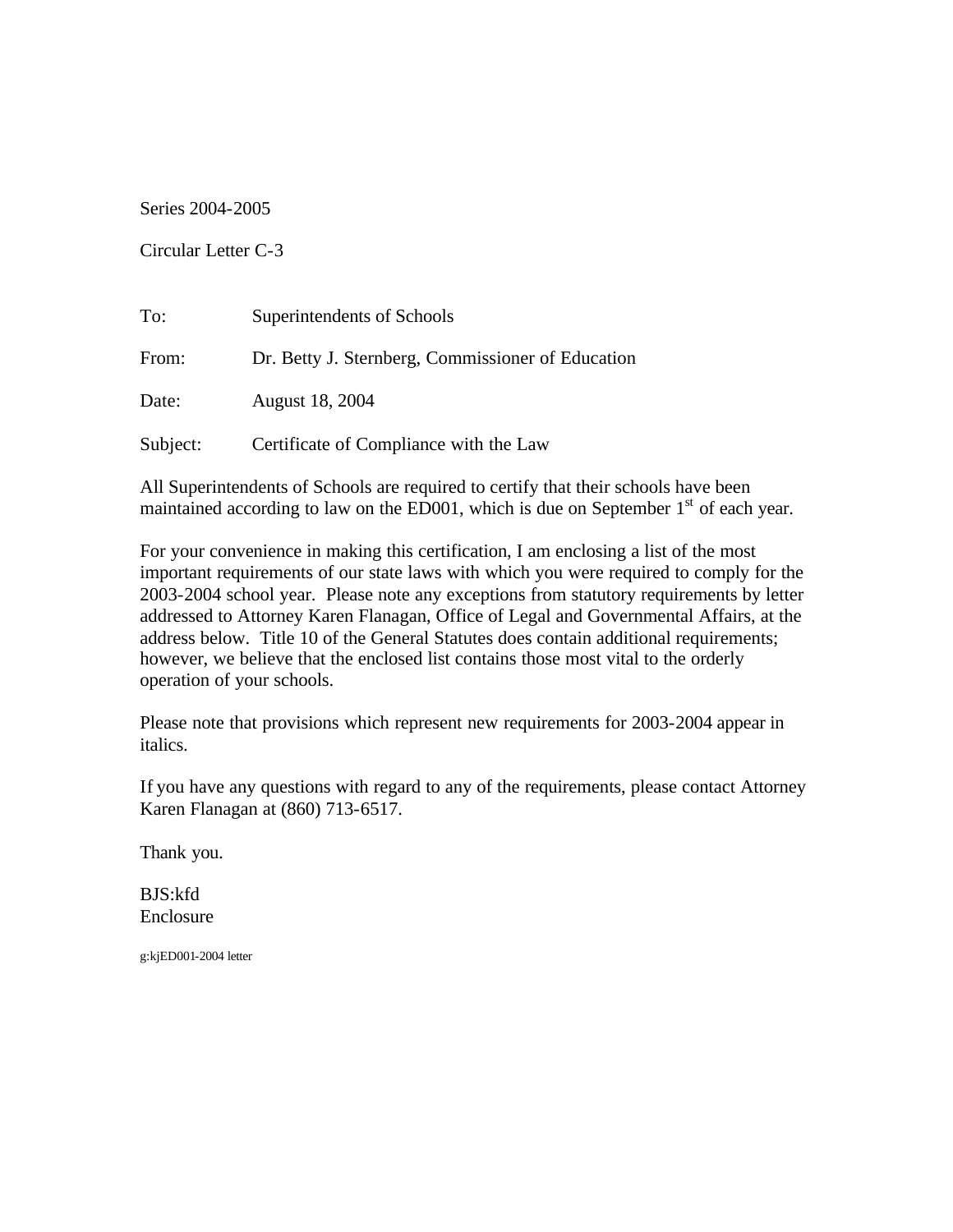Series 2004-2005

Circular Letter C-3

To: Superintendents of Schools

From: Dr. Betty J. Sternberg, Commissioner of Education

Date: August 18, 2004

Subject: Certificate of Compliance with the Law

All Superintendents of Schools are required to certify that their schools have been maintained according to law on the ED001, which is due on September 1st of each year.

For your convenience in making this certification, I am enclosing a list of the most important requirements of our state laws with which you were required to comply for the 2003-2004 school year. Please note any exceptions from statutory requirements by letter addressed to Attorney Karen Flanagan, Office of Legal and Governmental Affairs, at the address below. Title 10 of the General Statutes does contain additional requirements; however, we believe that the enclosed list contains those most vital to the orderly operation of your schools.

Please note that provisions which represent new requirements for 2003-2004 appear in italics.

If you have any questions with regard to any of the requirements, please contact Attorney Karen Flanagan at (860) 713-6517.

Thank you.

BJS:kfd
Enclosure

g:kjED001-2004 letter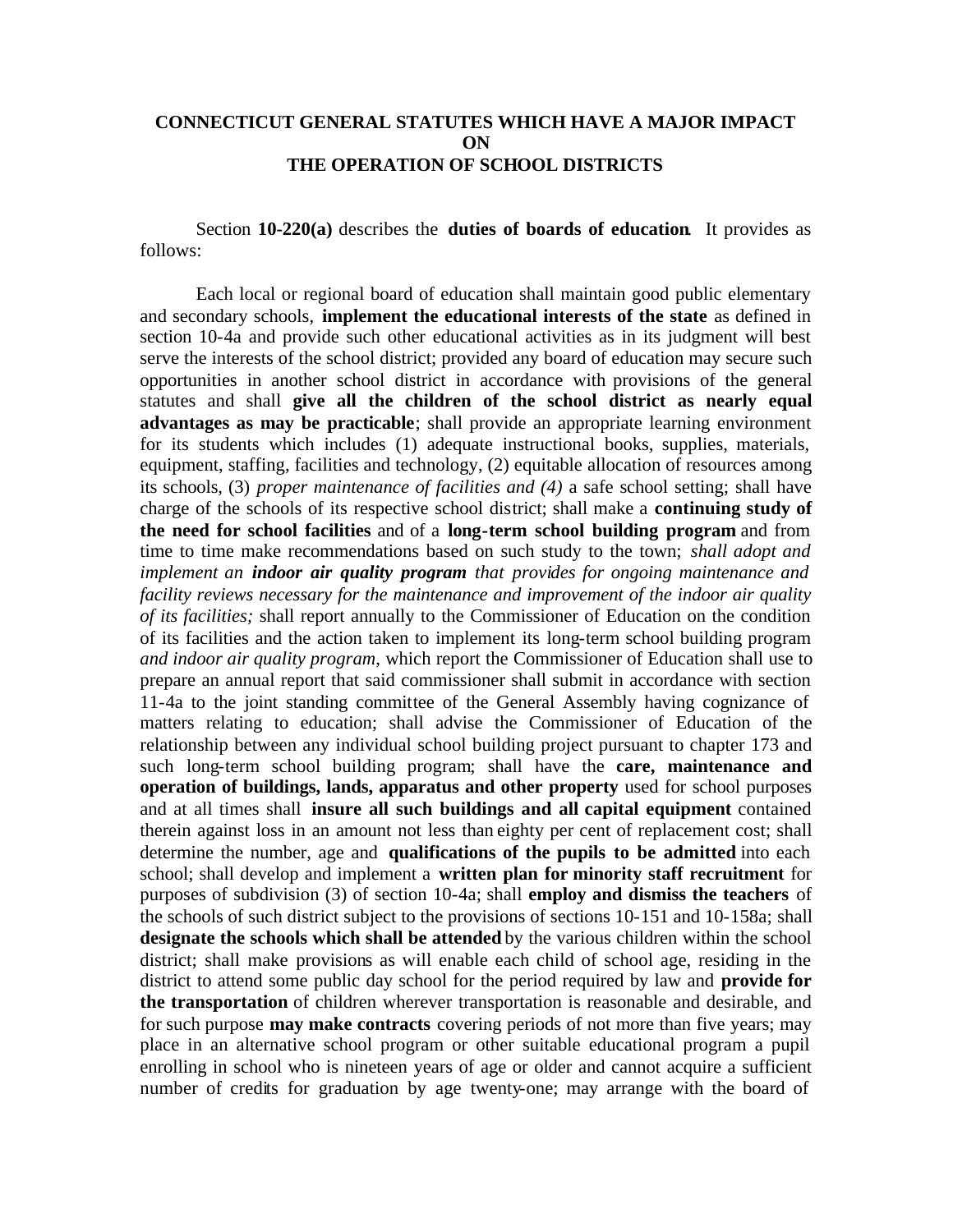**CONNECTICUT GENERAL STATUTES WHICH HAVE A MAJOR IMPACT ON THE OPERATION OF SCHOOL DISTRICTS**

Section **10-220(a)** describes the **duties of boards of education**. It provides as follows:

Each local or regional board of education shall maintain good public elementary and secondary schools, **implement the educational interests of the state** as defined in section 10-4a and provide such other educational activities as in its judgment will best serve the interests of the school district; provided any board of education may secure such opportunities in another school district in accordance with provisions of the general statutes and shall **give all the children of the school district as nearly equal advantages as may be practicable**; shall provide an appropriate learning environment for its students which includes (1) adequate instructional books, supplies, materials, equipment, staffing, facilities and technology, (2) equitable allocation of resources among its schools, (3) *proper maintenance of facilities and (4)* a safe school setting; shall have charge of the schools of its respective school district; shall make a **continuing study of the need for school facilities** and of a **long-term school building program** and from time to time make recommendations based on such study to the town; *shall adopt and implement an **indoor air quality program** that provides for ongoing maintenance and facility reviews necessary for the maintenance and improvement of the indoor air quality of its facilities;* shall report annually to the Commissioner of Education on the condition of its facilities and the action taken to implement its long-term school building program *and indoor air quality program*, which report the Commissioner of Education shall use to prepare an annual report that said commissioner shall submit in accordance with section 11-4a to the joint standing committee of the General Assembly having cognizance of matters relating to education; shall advise the Commissioner of Education of the relationship between any individual school building project pursuant to chapter 173 and such long-term school building program; shall have the **care, maintenance and operation of buildings, lands, apparatus and other property** used for school purposes and at all times shall **insure all such buildings and all capital equipment** contained therein against loss in an amount not less than eighty per cent of replacement cost; shall determine the number, age and **qualifications of the pupils to be admitted** into each school; shall develop and implement a **written plan for minority staff recruitment** for purposes of subdivision (3) of section 10-4a; shall **employ and dismiss the teachers** of the schools of such district subject to the provisions of sections 10-151 and 10-158a; shall **designate the schools which shall be attended** by the various children within the school district; shall make provisions as will enable each child of school age, residing in the district to attend some public day school for the period required by law and **provide for the transportation** of children wherever transportation is reasonable and desirable, and for such purpose **may make contracts** covering periods of not more than five years; may place in an alternative school program or other suitable educational program a pupil enrolling in school who is nineteen years of age or older and cannot acquire a sufficient number of credits for graduation by age twenty-one; may arrange with the board of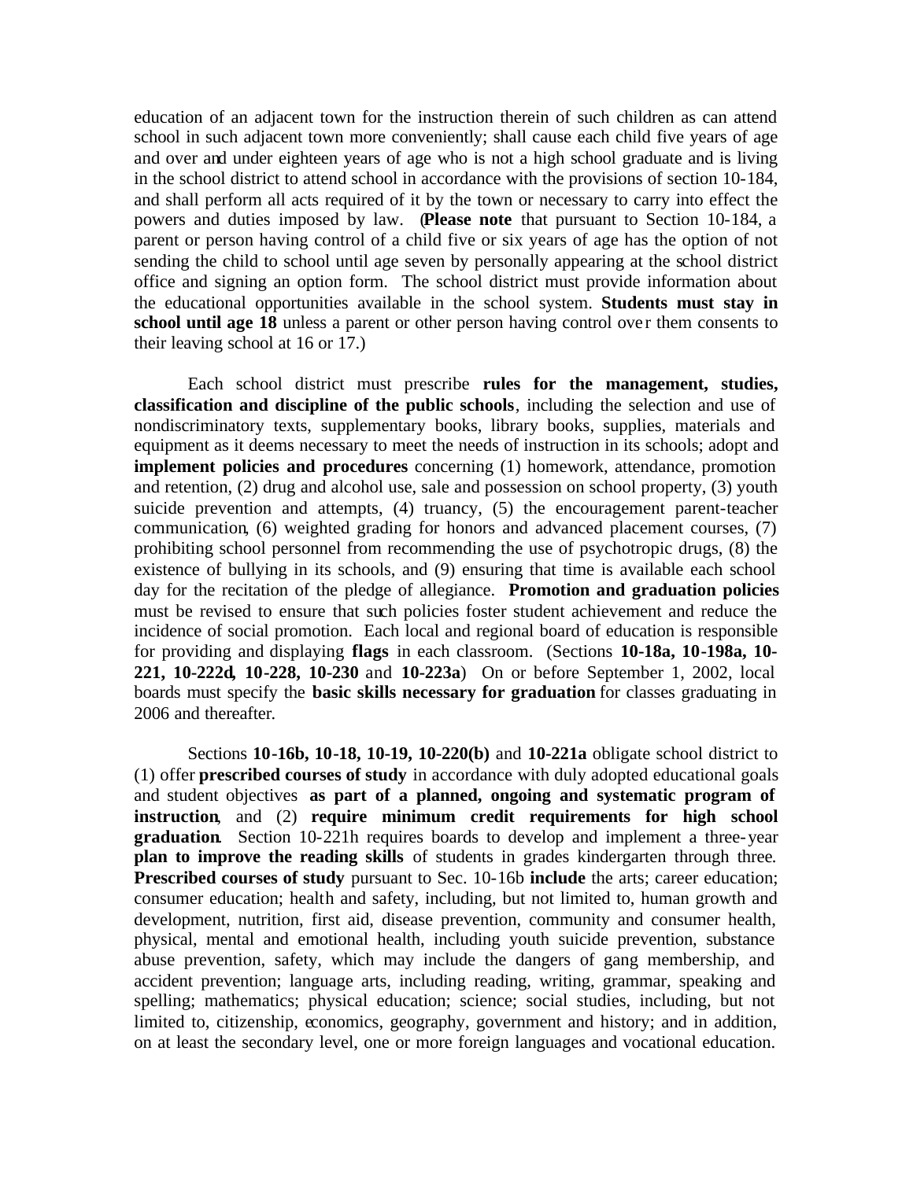education of an adjacent town for the instruction therein of such children as can attend school in such adjacent town more conveniently; shall cause each child five years of age and over and under eighteen years of age who is not a high school graduate and is living in the school district to attend school in accordance with the provisions of section 10-184, and shall perform all acts required of it by the town or necessary to carry into effect the powers and duties imposed by law. (**Please note** that pursuant to Section 10-184, a parent or person having control of a child five or six years of age has the option of not sending the child to school until age seven by personally appearing at the school district office and signing an option form. The school district must provide information about the educational opportunities available in the school system. **Students must stay in school until age 18** unless a parent or other person having control over them consents to their leaving school at 16 or 17.)

Each school district must prescribe **rules for the management, studies, classification and discipline of the public schools**, including the selection and use of nondiscriminatory texts, supplementary books, library books, supplies, materials and equipment as it deems necessary to meet the needs of instruction in its schools; adopt and **implement policies and procedures** concerning (1) homework, attendance, promotion and retention, (2) drug and alcohol use, sale and possession on school property, (3) youth suicide prevention and attempts, (4) truancy, (5) the encouragement parent-teacher communication, (6) weighted grading for honors and advanced placement courses, (7) prohibiting school personnel from recommending the use of psychotropic drugs, (8) the existence of bullying in its schools, and (9) ensuring that time is available each school day for the recitation of the pledge of allegiance. **Promotion and graduation policies** must be revised to ensure that such policies foster student achievement and reduce the incidence of social promotion. Each local and regional board of education is responsible for providing and displaying **flags** in each classroom. (Sections **10-18a, 10-198a, 10-221, 10-222d, 10-228, 10-230** and **10-223a**) On or before September 1, 2002, local boards must specify the **basic skills necessary for graduation** for classes graduating in 2006 and thereafter.

Sections **10-16b, 10-18, 10-19, 10-220(b)** and **10-221a** obligate school district to (1) offer **prescribed courses of study** in accordance with duly adopted educational goals and student objectives **as part of a planned, ongoing and systematic program of instruction**, and (2) **require minimum credit requirements for high school graduation**. Section 10-221h requires boards to develop and implement a three-year **plan to improve the reading skills** of students in grades kindergarten through three. **Prescribed courses of study** pursuant to Sec. 10-16b **include** the arts; career education; consumer education; health and safety, including, but not limited to, human growth and development, nutrition, first aid, disease prevention, community and consumer health, physical, mental and emotional health, including youth suicide prevention, substance abuse prevention, safety, which may include the dangers of gang membership, and accident prevention; language arts, including reading, writing, grammar, speaking and spelling; mathematics; physical education; science; social studies, including, but not limited to, citizenship, economics, geography, government and history; and in addition, on at least the secondary level, one or more foreign languages and vocational education.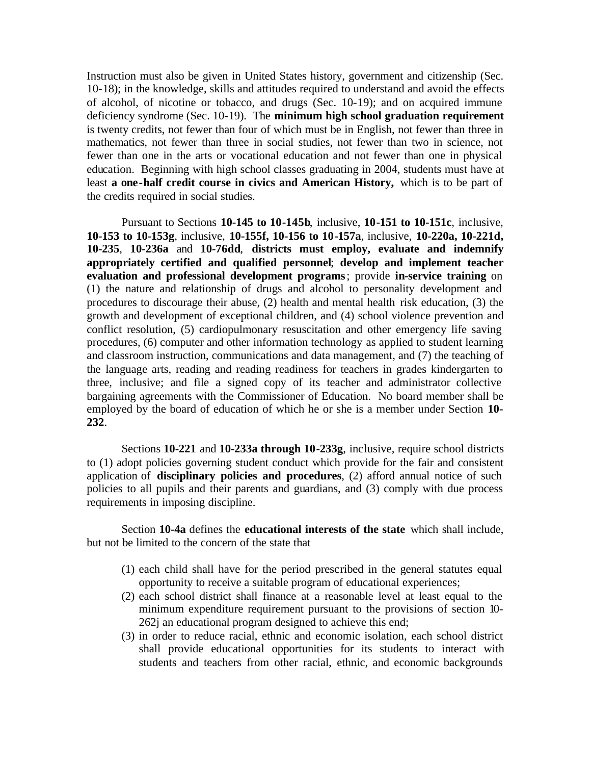Instruction must also be given in United States history, government and citizenship (Sec. 10-18); in the knowledge, skills and attitudes required to understand and avoid the effects of alcohol, of nicotine or tobacco, and drugs (Sec. 10-19); and on acquired immune deficiency syndrome (Sec. 10-19). The **minimum high school graduation requirement** is twenty credits, not fewer than four of which must be in English, not fewer than three in mathematics, not fewer than three in social studies, not fewer than two in science, not fewer than one in the arts or vocational education and not fewer than one in physical education. Beginning with high school classes graduating in 2004, students must have at least **a one-half credit course in civics and American History,** which is to be part of the credits required in social studies.

Pursuant to Sections **10-145 to 10-145b**, inclusive, **10-151 to 10-151c**, inclusive, **10-153 to 10-153g**, inclusive, **10-155f, 10-156 to 10-157a**, inclusive, **10-220a, 10-221d, 10-235**, **10-236a** and **10-76dd**, **districts must employ, evaluate and indemnify appropriately certified and qualified personnel**; **develop and implement teacher evaluation and professional development programs**; provide **in-service training** on (1) the nature and relationship of drugs and alcohol to personality development and procedures to discourage their abuse, (2) health and mental health risk education, (3) the growth and development of exceptional children, and (4) school violence prevention and conflict resolution, (5) cardiopulmonary resuscitation and other emergency life saving procedures, (6) computer and other information technology as applied to student learning and classroom instruction, communications and data management, and (7) the teaching of the language arts, reading and reading readiness for teachers in grades kindergarten to three, inclusive; and file a signed copy of its teacher and administrator collective bargaining agreements with the Commissioner of Education. No board member shall be employed by the board of education of which he or she is a member under Section **10-232**.

Sections **10-221** and **10-233a through 10-233g**, inclusive, require school districts to (1) adopt policies governing student conduct which provide for the fair and consistent application of **disciplinary policies and procedures**, (2) afford annual notice of such policies to all pupils and their parents and guardians, and (3) comply with due process requirements in imposing discipline.

Section **10-4a** defines the **educational interests of the state** which shall include, but not be limited to the concern of the state that

(1) each child shall have for the period prescribed in the general statutes equal opportunity to receive a suitable program of educational experiences;
(2) each school district shall finance at a reasonable level at least equal to the minimum expenditure requirement pursuant to the provisions of section 10-262j an educational program designed to achieve this end;
(3) in order to reduce racial, ethnic and economic isolation, each school district shall provide educational opportunities for its students to interact with students and teachers from other racial, ethnic, and economic backgrounds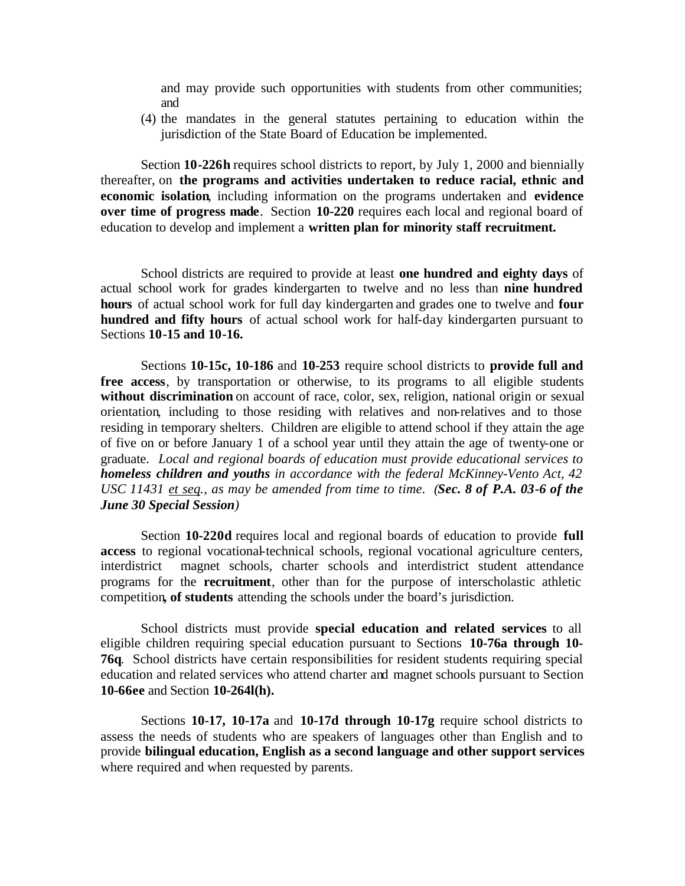and may provide such opportunities with students from other communities; and

(4) the mandates in the general statutes pertaining to education within the jurisdiction of the State Board of Education be implemented.

Section **10-226h** requires school districts to report, by July 1, 2000 and biennially thereafter, on **the programs and activities undertaken to reduce racial, ethnic and economic isolation**, including information on the programs undertaken and **evidence over time of progress made**. Section **10-220** requires each local and regional board of education to develop and implement a **written plan for minority staff recruitment.**

School districts are required to provide at least **one hundred and eighty days** of actual school work for grades kindergarten to twelve and no less than **nine hundred hours** of actual school work for full day kindergarten and grades one to twelve and **four hundred and fifty hours** of actual school work for half-day kindergarten pursuant to Sections **10-15 and 10-16.**

Sections **10-15c, 10-186** and **10-253** require school districts to **provide full and free access**, by transportation or otherwise, to its programs to all eligible students **without discrimination** on account of race, color, sex, religion, national origin or sexual orientation, including to those residing with relatives and non-relatives and to those residing in temporary shelters. Children are eligible to attend school if they attain the age of five on or before January 1 of a school year until they attain the age of twenty-one or graduate. *Local and regional boards of education must provide educational services to **homeless children and youths** in accordance with the federal McKinney-Vento Act, 42 USC 11431 et seq., as may be amended from time to time. (**Sec. 8 of P.A. 03-6 of the June 30 Special Session**)*

Section **10-220d** requires local and regional boards of education to provide **full access** to regional vocational-technical schools, regional vocational agriculture centers, interdistrict magnet schools, charter schools and interdistrict student attendance programs for the **recruitment**, other than for the purpose of interscholastic athletic competition**, of students** attending the schools under the board's jurisdiction.

School districts must provide **special education and related services** to all eligible children requiring special education pursuant to Sections **10-76a through 10-76q**. School districts have certain responsibilities for resident students requiring special education and related services who attend charter and magnet schools pursuant to Section **10-66ee** and Section **10-264l(h).**

Sections **10-17, 10-17a** and **10-17d through 10-17g** require school districts to assess the needs of students who are speakers of languages other than English and to provide **bilingual education, English as a second language and other support services** where required and when requested by parents.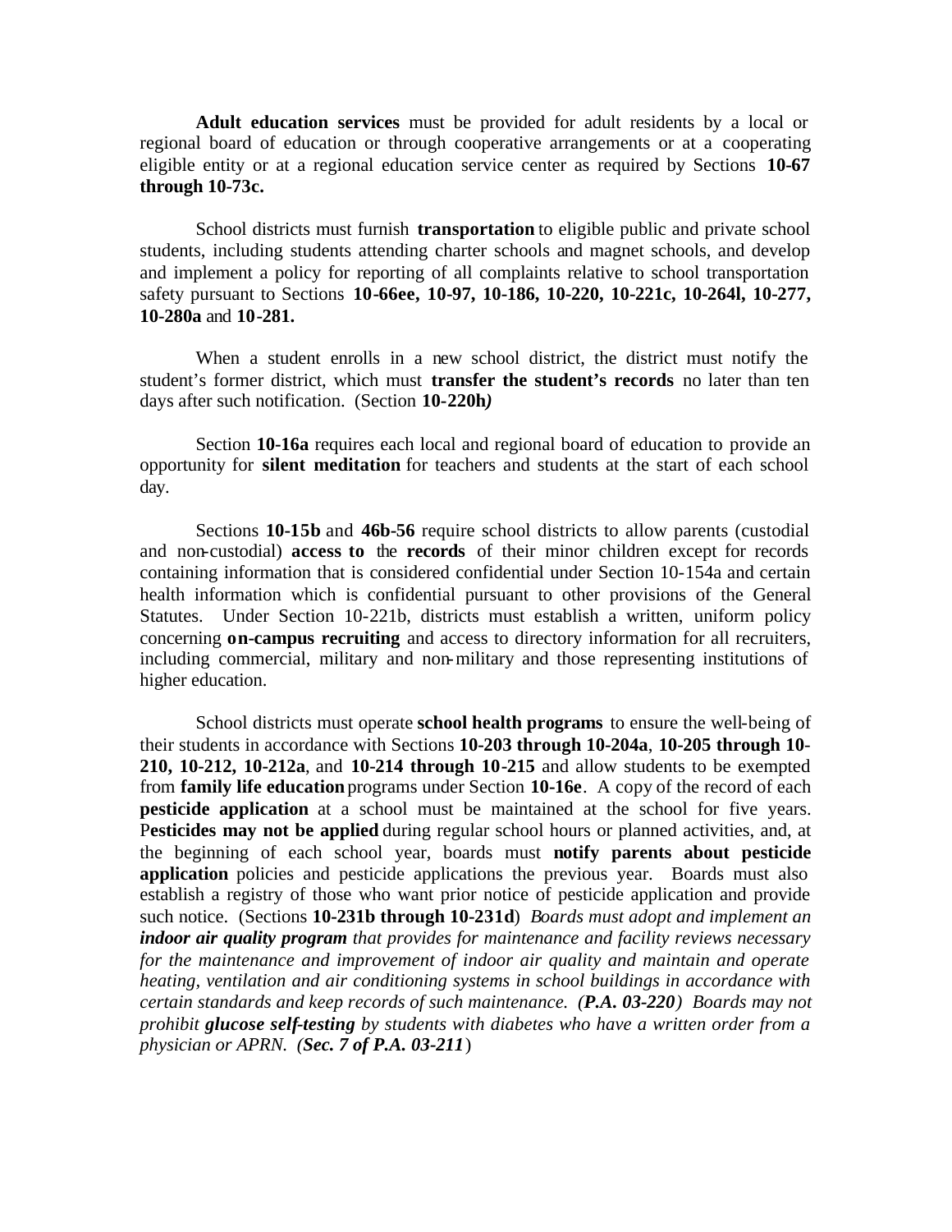**Adult education services** must be provided for adult residents by a local or regional board of education or through cooperative arrangements or at a cooperating eligible entity or at a regional education service center as required by Sections **10-67 through 10-73c.**

School districts must furnish **transportation** to eligible public and private school students, including students attending charter schools and magnet schools, and develop and implement a policy for reporting of all complaints relative to school transportation safety pursuant to Sections **10-66ee, 10-97, 10-186, 10-220, 10-221c, 10-264l, 10-277, 10-280a** and **10-281.**

When a student enrolls in a new school district, the district must notify the student's former district, which must **transfer the student's records** no later than ten days after such notification. (Section **10-220h***)*

Section **10-16a** requires each local and regional board of education to provide an opportunity for **silent meditation** for teachers and students at the start of each school day.

Sections **10-15b** and **46b-56** require school districts to allow parents (custodial and non-custodial) **access to** the **records** of their minor children except for records containing information that is considered confidential under Section 10-154a and certain health information which is confidential pursuant to other provisions of the General Statutes. Under Section 10-221b, districts must establish a written, uniform policy concerning **on-campus recruiting** and access to directory information for all recruiters, including commercial, military and non-military and those representing institutions of higher education.

School districts must operate **school health programs** to ensure the well-being of their students in accordance with Sections **10-203 through 10-204a**, **10-205 through 10-210, 10-212, 10-212a**, and **10-214 through 10-215** and allow students to be exempted from **family life education** programs under Section **10-16e**. A copy of the record of each **pesticide application** at a school must be maintained at the school for five years. P**esticides may not be applied** during regular school hours or planned activities, and, at the beginning of each school year, boards must **notify parents about pesticide application** policies and pesticide applications the previous year. Boards must also establish a registry of those who want prior notice of pesticide application and provide such notice. (Sections **10-231b through 10-231d**) *Boards must adopt and implement an* ***indoor air quality program*** *that provides for maintenance and facility reviews necessary for the maintenance and improvement of indoor air quality and maintain and operate heating, ventilation and air conditioning systems in school buildings in accordance with certain standards and keep records of such maintenance. (****P.A. 03-220****) Boards may not prohibit* ***glucose self-testing*** *by students with diabetes who have a written order from a physician or APRN. (****Sec. 7 of P.A. 03-211****)*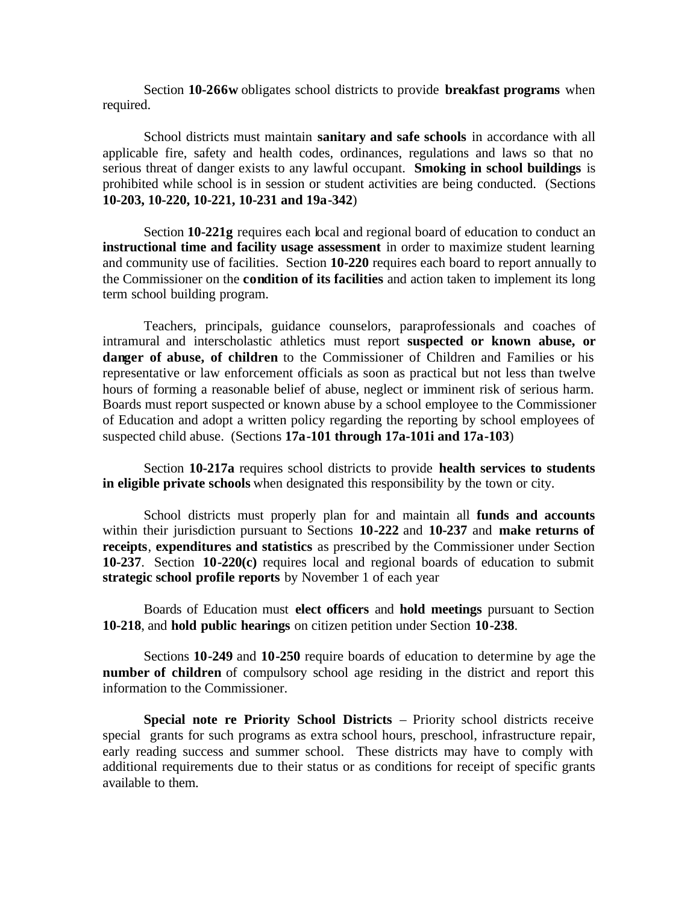Section **10-266w** obligates school districts to provide **breakfast programs** when required.

School districts must maintain **sanitary and safe schools** in accordance with all applicable fire, safety and health codes, ordinances, regulations and laws so that no serious threat of danger exists to any lawful occupant. **Smoking in school buildings** is prohibited while school is in session or student activities are being conducted. (Sections **10-203, 10-220, 10-221, 10-231 and 19a-342**)

Section **10-221g** requires each local and regional board of education to conduct an **instructional time and facility usage assessment** in order to maximize student learning and community use of facilities. Section **10-220** requires each board to report annually to the Commissioner on the **condition of its facilities** and action taken to implement its long term school building program.

Teachers, principals, guidance counselors, paraprofessionals and coaches of intramural and interscholastic athletics must report **suspected or known abuse, or danger of abuse, of children** to the Commissioner of Children and Families or his representative or law enforcement officials as soon as practical but not less than twelve hours of forming a reasonable belief of abuse, neglect or imminent risk of serious harm. Boards must report suspected or known abuse by a school employee to the Commissioner of Education and adopt a written policy regarding the reporting by school employees of suspected child abuse. (Sections **17a-101 through 17a-101i and 17a-103**)

Section **10-217a** requires school districts to provide **health services to students in eligible private schools** when designated this responsibility by the town or city.

School districts must properly plan for and maintain all **funds and accounts** within their jurisdiction pursuant to Sections **10-222** and **10-237** and **make returns of receipts**, **expenditures and statistics** as prescribed by the Commissioner under Section **10-237**. Section **10-220(c)** requires local and regional boards of education to submit **strategic school profile reports** by November 1 of each year

Boards of Education must **elect officers** and **hold meetings** pursuant to Section **10-218**, and **hold public hearings** on citizen petition under Section **10-238**.

Sections **10-249** and **10-250** require boards of education to determine by age the **number of children** of compulsory school age residing in the district and report this information to the Commissioner.

**Special note re Priority School Districts** – Priority school districts receive special grants for such programs as extra school hours, preschool, infrastructure repair, early reading success and summer school. These districts may have to comply with additional requirements due to their status or as conditions for receipt of specific grants available to them.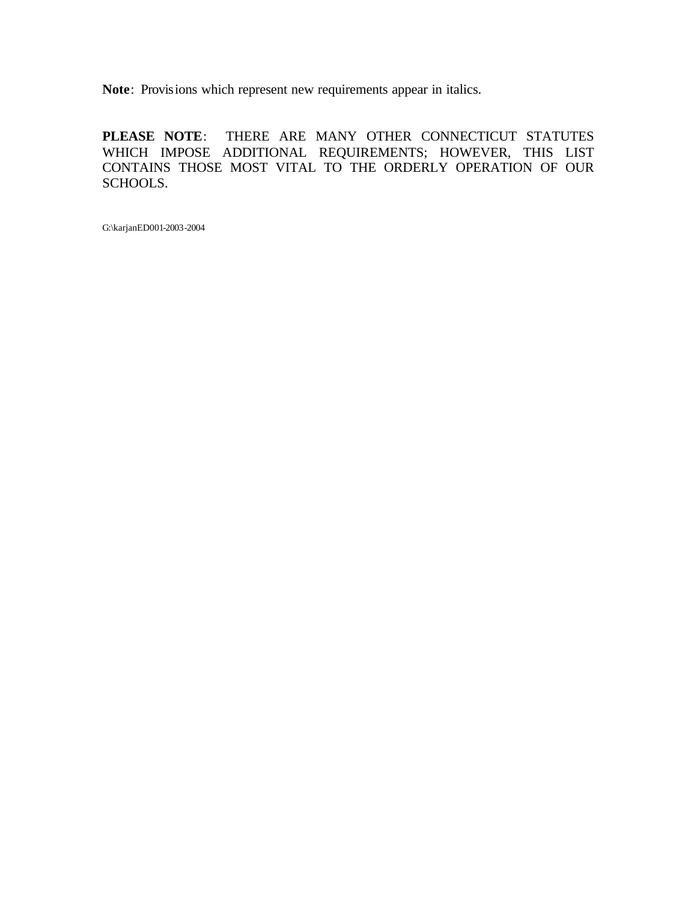**Note**: Provisions which represent new requirements appear in italics.

**PLEASE NOTE**: THERE ARE MANY OTHER CONNECTICUT STATUTES WHICH IMPOSE ADDITIONAL REQUIREMENTS; HOWEVER, THIS LIST CONTAINS THOSE MOST VITAL TO THE ORDERLY OPERATION OF OUR SCHOOLS.

G:\karjanED001-2003-2004